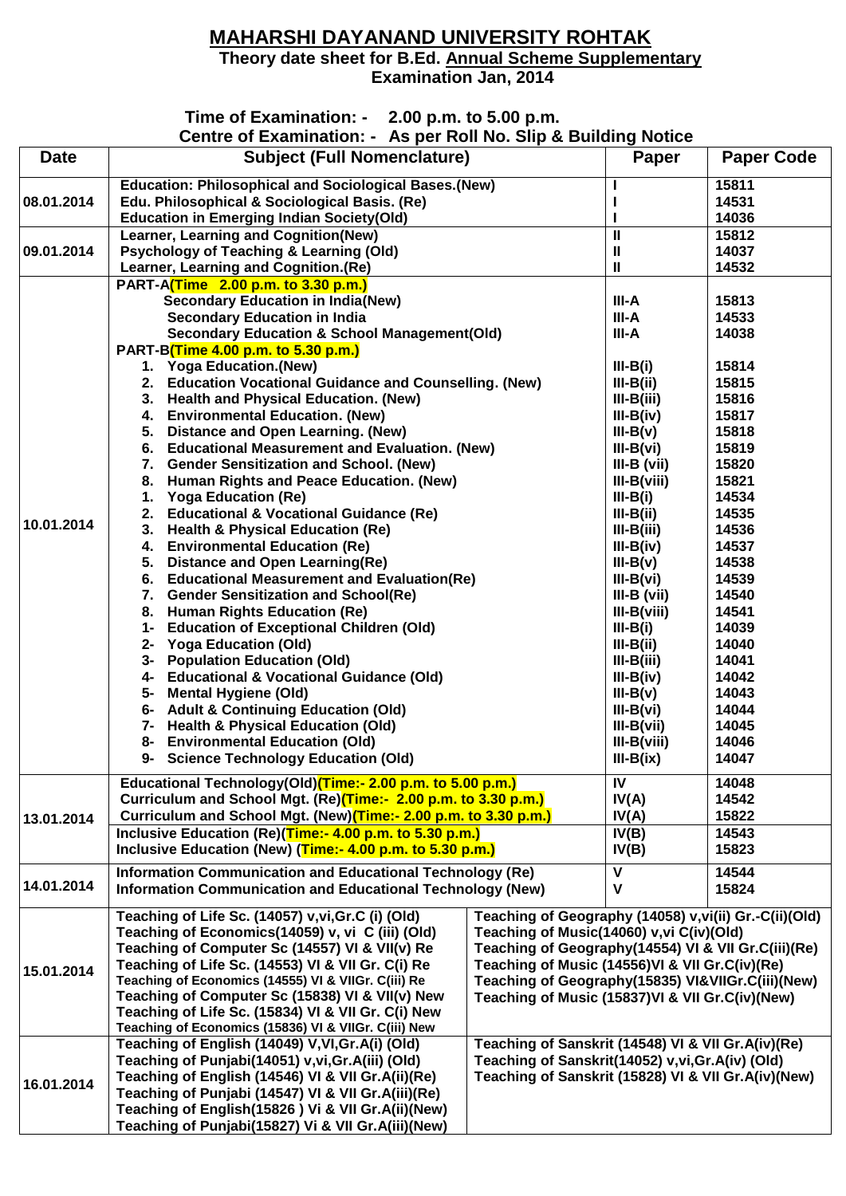# MAHARSHI DAYANAND UNIVERSITY ROHTAK

## Theory date sheet for B.Ed. Annual Scheme Supplementary Examination Jan, 2014

**Time of Examination: - 2.00 p.m. to 5.00 p.m.**
**Centre of Examination: - As per Roll No. Slip & Building Notice**

| Date | Subject (Full Nomenclature) | Paper | Paper Code |
|---|---|---|---|
| 08.01.2014 | Education: Philosophical and Sociological Bases.(New) | I | 15811 |
| | Edu. Philosophical & Sociological Basis. (Re) | I | 14531 |
| | Education in Emerging Indian Society(Old) | I | 14036 |
| 09.01.2014 | Learner, Learning and Cognition(New) | II | 15812 |
| | Psychology of Teaching & Learning (Old) | II | 14037 |
| | Learner, Learning and Cognition.(Re) | II | 14532 |
| 10.01.2014 | PART-A(Time 2.00 p.m. to 3.30 p.m.) | | |
| | Secondary Education in India(New) | III-A | 15813 |
| | Secondary Education in India | III-A | 14533 |
| | Secondary Education & School Management(Old) | III-A | 14038 |
| | PART-B(Time 4.00 p.m. to 5.30 p.m.) | | |
| | 1. Yoga Education.(New) | III-B(i) | 15814 |
| | 2. Education Vocational Guidance and Counselling. (New) | III-B(ii) | 15815 |
| | 3. Health and Physical Education. (New) | III-B(iii) | 15816 |
| | 4. Environmental Education. (New) | III-B(iv) | 15817 |
| | 5. Distance and Open Learning. (New) | III-B(v) | 15818 |
| | 6. Educational Measurement and Evaluation. (New) | III-B(vi) | 15819 |
| | 7. Gender Sensitization and School. (New) | III-B (vii) | 15820 |
| | 8. Human Rights and Peace Education. (New) | III-B(viii) | 15821 |
| | 1. Yoga Education (Re) | III-B(i) | 14534 |
| | 2. Educational & Vocational Guidance (Re) | III-B(ii) | 14535 |
| | 3. Health & Physical Education (Re) | III-B(iii) | 14536 |
| | 4. Environmental Education (Re) | III-B(iv) | 14537 |
| | 5. Distance and Open Learning(Re) | III-B(v) | 14538 |
| | 6. Educational Measurement and Evaluation(Re) | III-B(vi) | 14539 |
| | 7. Gender Sensitization and School(Re) | III-B (vii) | 14540 |
| | 8. Human Rights Education (Re) | III-B(viii) | 14541 |
| | 1- Education of Exceptional Children (Old) | III-B(i) | 14039 |
| | 2- Yoga Education (Old) | III-B(ii) | 14040 |
| | 3- Population Education (Old) | III-B(iii) | 14041 |
| | 4- Educational & Vocational Guidance (Old) | III-B(iv) | 14042 |
| | 5- Mental Hygiene (Old) | III-B(v) | 14043 |
| | 6- Adult & Continuing Education (Old) | III-B(vi) | 14044 |
| | 7- Health & Physical Education (Old) | III-B(vii) | 14045 |
| | 8- Environmental Education (Old) | III-B(viii) | 14046 |
| | 9- Science Technology Education (Old) | III-B(ix) | 14047 |
| 13.01.2014 | Educational Technology(Old)(Time:- 2.00 p.m. to 5.00 p.m.) | IV | 14048 |
| | Curriculum and School Mgt. (Re)(Time:- 2.00 p.m. to 3.30 p.m.) | IV(A) | 14542 |
| | Curriculum and School Mgt. (New)(Time:- 2.00 p.m. to 3.30 p.m.) | IV(A) | 15822 |
| | Inclusive Education (Re)(Time:- 4.00 p.m. to 5.30 p.m.) | IV(B) | 14543 |
| | Inclusive Education (New) (Time:- 4.00 p.m. to 5.30 p.m.) | IV(B) | 15823 |
| 14.01.2014 | Information Communication and Educational Technology (Re) | V | 14544 |
| | Information Communication and Educational Technology (New) | V | 15824 |
| 15.01.2014 | Teaching of Life Sc. (14057) v,vi,Gr.C (i) (Old)<br>Teaching of Economics(14059) v, vi C (iii) (Old)<br>Teaching of Computer Sc (14557) VI & VII(v) Re<br>Teaching of Life Sc. (14553) VI & VII Gr. C(i) Re<br>Teaching of Economics (14555) VI & VIIGr. C(iii) Re<br>Teaching of Computer Sc (15838) VI & VII(v) New<br>Teaching of Life Sc. (15834) VI & VII Gr. C(i) New<br>Teaching of Economics (15836) VI & VIIGr. C(iii) New | Teaching of Geography (14058) v,vi(ii) Gr.-C(ii)(Old)<br>Teaching of Music(14060) v,vi C(iv)(Old)<br>Teaching of Geography(14554) VI & VII Gr.C(iii)(Re)<br>Teaching of Music (14556)VI & VII Gr.C(iv)(Re)<br>Teaching of Geography(15835) VI&VIIGr.C(iii)(New)<br>Teaching of Music (15837)VI & VII Gr.C(iv)(New) | |
| 16.01.2014 | Teaching of English (14049) V,VI,Gr.A(i) (Old)<br>Teaching of Punjabi(14051) v,vi,Gr.A(iii) (Old)<br>Teaching of English (14546) VI & VII Gr.A(ii)(Re)<br>Teaching of Punjabi (14547) VI & VII Gr.A(iii)(Re)<br>Teaching of English(15826 ) Vi & VII Gr.A(ii)(New)<br>Teaching of Punjabi(15827) Vi & VII Gr.A(iii)(New) | Teaching of Sanskrit (14548) VI & VII Gr.A(iv)(Re)<br>Teaching of Sanskrit(14052) v,vi,Gr.A(iv) (Old)<br>Teaching of Sanskrit (15828) VI & VII Gr.A(iv)(New) | |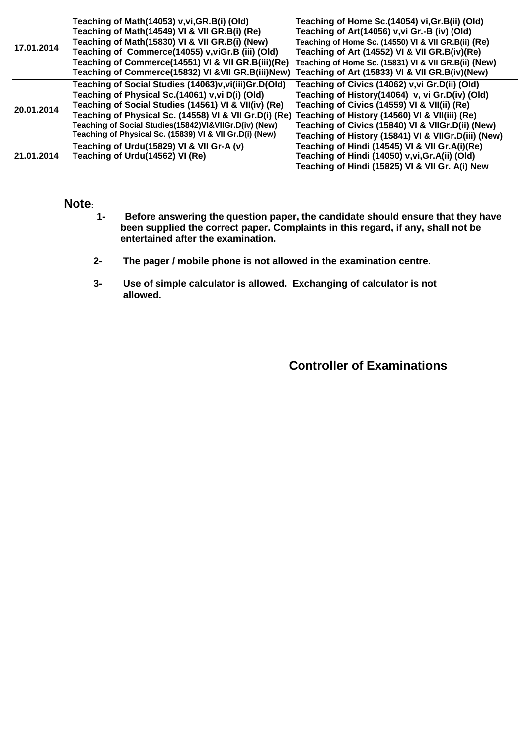| | | |
|---|---|---|
| 17.01.2014 | Teaching of Math(14053) v,vi,GR.B(i) (Old)<br>Teaching of Math(14549) VI & VII GR.B(i) (Re)<br>Teaching of Math(15830) VI & VII GR.B(i) (New)<br>Teaching of Commerce(14055) v,viGr.B (iii) (Old)<br>Teaching of Commerce(14551) VI & VII GR.B(iii)(Re)<br>Teaching of Commerce(15832) VI &VII GR.B(iii)New) | Teaching of Home Sc.(14054) vi,Gr.B(ii) (Old)<br>Teaching of Art(14056) v,vi Gr.-B (iv) (Old)<br>Teaching of Home Sc. (14550) VI & VII GR.B(ii) (Re)<br>Teaching of Art (14552) VI & VII GR.B(iv)(Re)<br>Teaching of Home Sc. (15831) VI & VII GR.B(ii) (New)<br>Teaching of Art (15833) VI & VII GR.B(iv)(New) |
| 20.01.2014 | Teaching of Social Studies (14063)v,vi(iii)Gr.D(Old)<br>Teaching of Physical Sc.(14061) v,vi D(i) (Old)<br>Teaching of Social Studies (14561) VI & VII(iv) (Re)<br>Teaching of Physical Sc. (14558) VI & VII Gr.D(i) (Re)<br>Teaching of Social Studies(15842)VI&VIIGr.D(iv) (New)<br>Teaching of Physical Sc. (15839) VI & VII Gr.D(i) (New) | Teaching of Civics (14062) v,vi Gr.D(ii) (Old)<br>Teaching of History(14064) v, vi Gr.D(iv) (Old)<br>Teaching of Civics (14559) VI & VII(ii) (Re)<br>Teaching of History (14560) VI & VII(iii) (Re)<br>Teaching of Civics (15840) VI & VIIGr.D(ii) (New)<br>Teaching of History (15841) VI & VIIGr.D(iii) (New) |
| 21.01.2014 | Teaching of Urdu(15829) VI & VII Gr-A (v)<br>Teaching of Urdu(14562) VI (Re) | Teaching of Hindi (14545) VI & VII Gr.A(i)(Re)<br>Teaching of Hindi (14050) v,vi,Gr.A(ii) (Old)<br>Teaching of Hindi (15825) VI & VII Gr. A(i) New |

**Note:**

1- **Before answering the question paper, the candidate should ensure that they have been supplied the correct paper. Complaints in this regard, if any, shall not be entertained after the examination.**

2- **The pager / mobile phone is not allowed in the examination centre.**

3- **Use of simple calculator is allowed. Exchanging of calculator is not allowed.**

**Controller of Examinations**